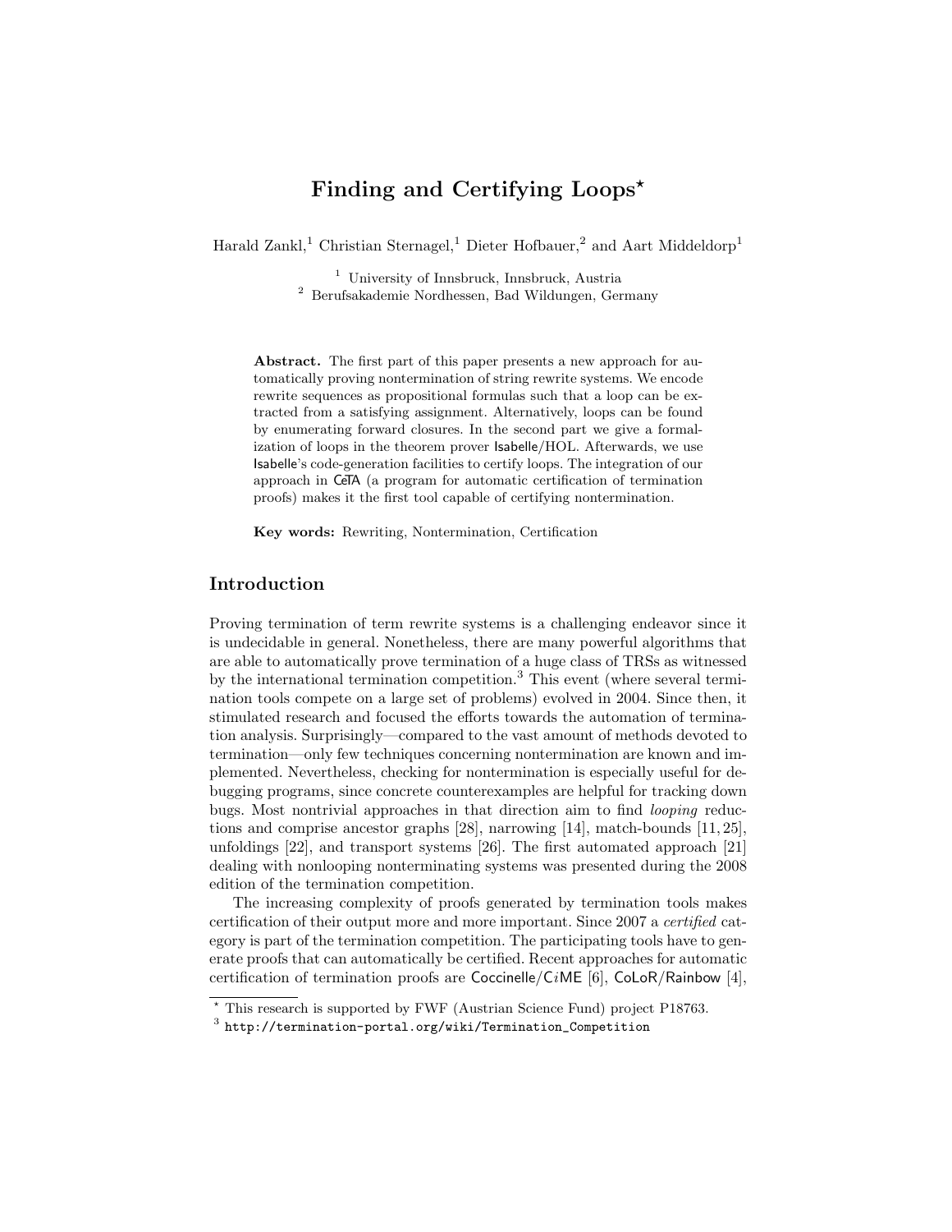# Finding and Certifying Loops*

Harald Zankl,[1] Christian Sternagel,[1] Dieter Hofbauer,[2] and Aart Middeldorp[1]

[1] University of Innsbruck, Innsbruck, Austria
[2] Berufsakademie Nordhessen, Bad Wildungen, Germany

**Abstract.** The first part of this paper presents a new approach for automatically proving nontermination of string rewrite systems. We encode rewrite sequences as propositional formulas such that a loop can be extracted from a satisfying assignment. Alternatively, loops can be found by enumerating forward closures. In the second part we give a formalization of loops in the theorem prover Isabelle/HOL. Afterwards, we use Isabelle's code-generation facilities to certify loops. The integration of our approach in CeTA (a program for automatic certification of termination proofs) makes it the first tool capable of certifying nontermination.

**Key words:** Rewriting, Nontermination, Certification

## Introduction

Proving termination of term rewrite systems is a challenging endeavor since it is undecidable in general. Nonetheless, there are many powerful algorithms that are able to automatically prove termination of a huge class of TRSs as witnessed by the international termination competition.[3] This event (where several termination tools compete on a large set of problems) evolved in 2004. Since then, it stimulated research and focused the efforts towards the automation of termination analysis. Surprisingly—compared to the vast amount of methods devoted to termination—only few techniques concerning nontermination are known and implemented. Nevertheless, checking for nontermination is especially useful for debugging programs, since concrete counterexamples are helpful for tracking down bugs. Most nontrivial approaches in that direction aim to find *looping* reductions and comprise ancestor graphs [28], narrowing [14], match-bounds [11, 25], unfoldings [22], and transport systems [26]. The first automated approach [21] dealing with nonlooping nonterminating systems was presented during the 2008 edition of the termination competition.

The increasing complexity of proofs generated by termination tools makes certification of their output more and more important. Since 2007 a *certified* category is part of the termination competition. The participating tools have to generate proofs that can automatically be certified. Recent approaches for automatic certification of termination proofs are Coccinelle/C*i*ME [6], CoLoR/Rainbow [4],

---

* This research is supported by FWF (Austrian Science Fund) project P18763.

[3] http://termination-portal.org/wiki/Termination_Competition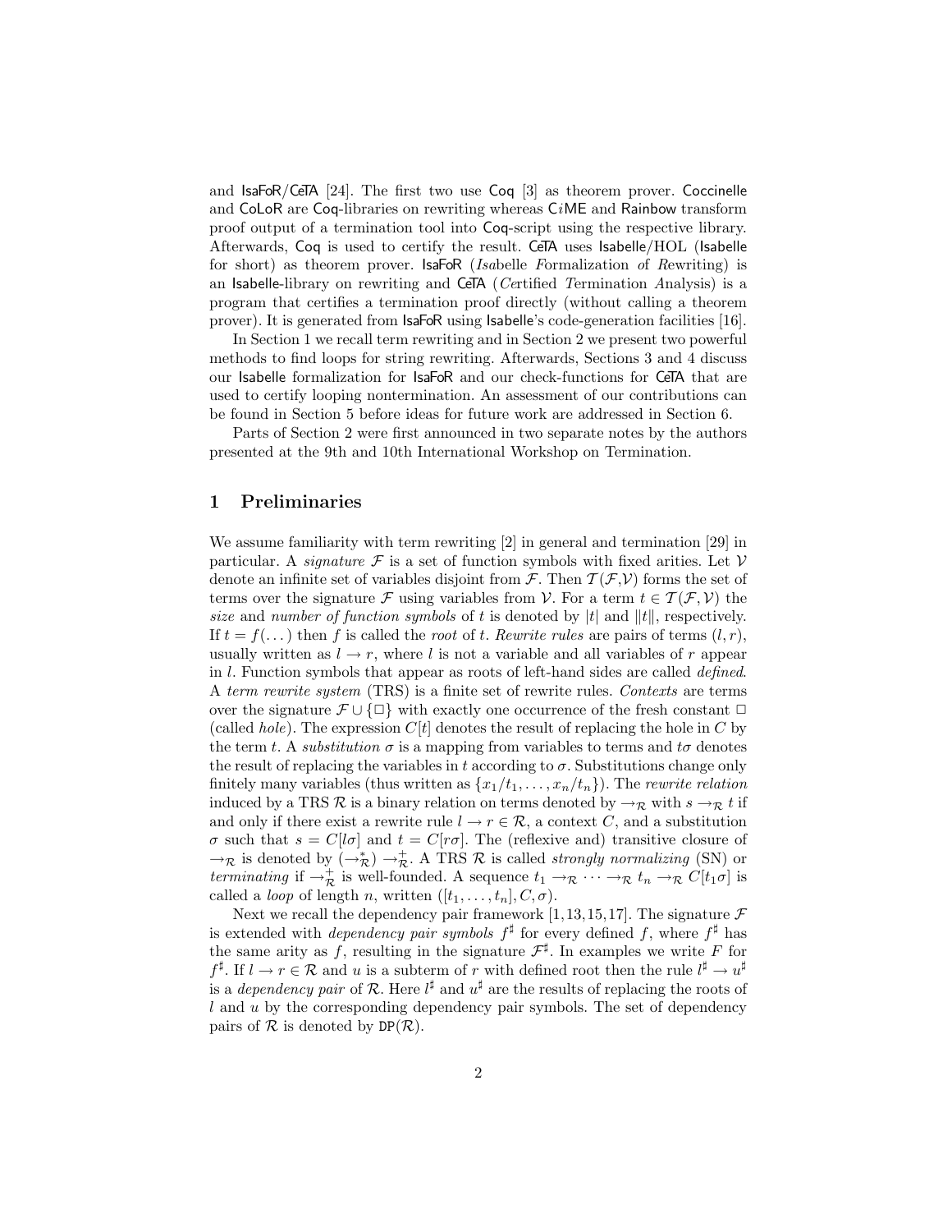and IsaFoR/CeTA [24]. The first two use Coq [3] as theorem prover. Coccinelle and CoLoR are Coq-libraries on rewriting whereas C*i*ME and Rainbow transform proof output of a termination tool into Coq-script using the respective library. Afterwards, Coq is used to certify the result. CeTA uses Isabelle/HOL (Isabelle for short) as theorem prover. IsaFoR (*Isa*belle *F*ormalization *o*f *R*ewriting) is an Isabelle-library on rewriting and CeTA (*Ce*rtified *T*ermination *A*nalysis) is a program that certifies a termination proof directly (without calling a theorem prover). It is generated from IsaFoR using Isabelle's code-generation facilities [16].

In Section 1 we recall term rewriting and in Section 2 we present two powerful methods to find loops for string rewriting. Afterwards, Sections 3 and 4 discuss our Isabelle formalization for IsaFoR and our check-functions for CeTA that are used to certify looping nontermination. An assessment of our contributions can be found in Section 5 before ideas for future work are addressed in Section 6.

Parts of Section 2 were first announced in two separate notes by the authors presented at the 9th and 10th International Workshop on Termination.

## 1 Preliminaries

We assume familiarity with term rewriting [2] in general and termination [29] in particular. A *signature* $\mathcal{F}$ is a set of function symbols with fixed arities. Let $\mathcal{V}$ denote an infinite set of variables disjoint from $\mathcal{F}$. Then $\mathcal{T}(\mathcal{F},\mathcal{V})$ forms the set of terms over the signature $\mathcal{F}$ using variables from $\mathcal{V}$. For a term $t \in \mathcal{T}(\mathcal{F},\mathcal{V})$ the *size* and *number of function symbols* of $t$ is denoted by $|t|$ and $\|t\|$, respectively. If $t = f(\dots)$ then $f$ is called the *root* of $t$. *Rewrite rules* are pairs of terms $(l, r)$, usually written as $l \to r$, where $l$ is not a variable and all variables of $r$ appear in $l$. Function symbols that appear as roots of left-hand sides are called *defined*. A *term rewrite system* (TRS) is a finite set of rewrite rules. *Contexts* are terms over the signature $\mathcal{F} \cup \{\Box\}$ with exactly one occurrence of the fresh constant $\Box$ (called *hole*). The expression $C[t]$ denotes the result of replacing the hole in $C$ by the term $t$. A *substitution* $\sigma$ is a mapping from variables to terms and $t\sigma$ denotes the result of replacing the variables in $t$ according to $\sigma$. Substitutions change only finitely many variables (thus written as $\{x_1/t_1, \dots, x_n/t_n\}$). The *rewrite relation* induced by a TRS $\mathcal{R}$ is a binary relation on terms denoted by $\to_\mathcal{R}$ with $s \to_\mathcal{R} t$ if and only if there exist a rewrite rule $l \to r \in \mathcal{R}$, a context $C$, and a substitution $\sigma$ such that $s = C[l\sigma]$ and $t = C[r\sigma]$. The (reflexive and) transitive closure of $\to_\mathcal{R}$ is denoted by $(\to_\mathcal{R}^*)$ $\to_\mathcal{R}^+$. A TRS $\mathcal{R}$ is called *strongly normalizing* (SN) or *terminating* if $\to_\mathcal{R}^+$ is well-founded. A sequence $t_1 \to_\mathcal{R} \cdots \to_\mathcal{R} t_n \to_\mathcal{R} C[t_1\sigma]$ is called a *loop* of length $n$, written $([t_1, \dots, t_n], C, \sigma)$.

Next we recall the dependency pair framework [1,13,15,17]. The signature $\mathcal{F}$ is extended with *dependency pair symbols* $f^\sharp$ for every defined $f$, where $f^\sharp$ has the same arity as $f$, resulting in the signature $\mathcal{F}^\sharp$. In examples we write $F$ for $f^\sharp$. If $l \to r \in \mathcal{R}$ and $u$ is a subterm of $r$ with defined root then the rule $l^\sharp \to u^\sharp$ is a *dependency pair* of $\mathcal{R}$. Here $l^\sharp$ and $u^\sharp$ are the results of replacing the roots of $l$ and $u$ by the corresponding dependency pair symbols. The set of dependency pairs of $\mathcal{R}$ is denoted by $\mathtt{DP}(\mathcal{R})$.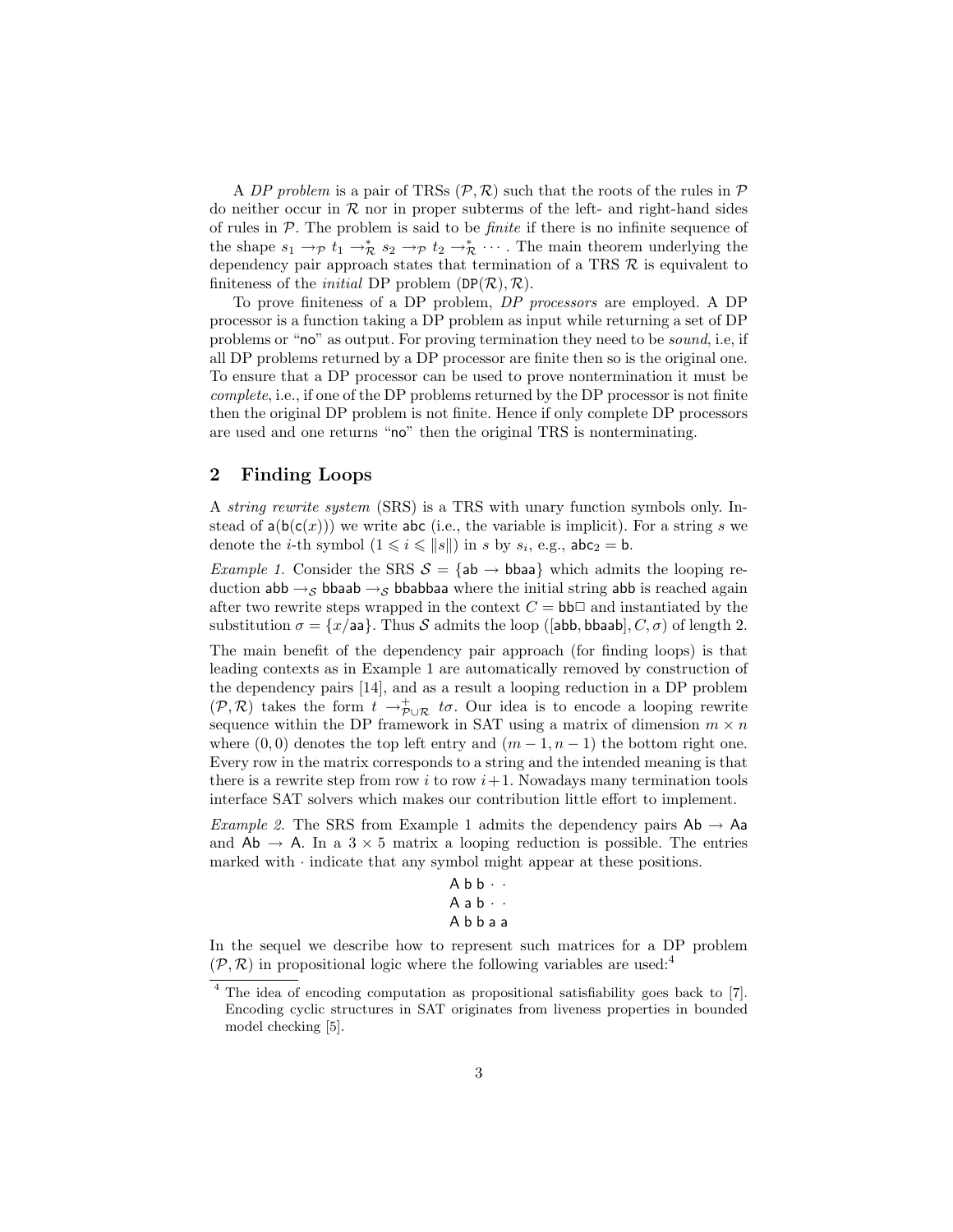A *DP problem* is a pair of TRSs $(\mathcal{P}, \mathcal{R})$ such that the roots of the rules in $\mathcal{P}$ do neither occur in $\mathcal{R}$ nor in proper subterms of the left- and right-hand sides of rules in $\mathcal{P}$. The problem is said to be *finite* if there is no infinite sequence of the shape $s_1 \to_{\mathcal{P}} t_1 \to_{\mathcal{R}}^* s_2 \to_{\mathcal{P}} t_2 \to_{\mathcal{R}}^* \cdots$. The main theorem underlying the dependency pair approach states that termination of a TRS $\mathcal{R}$ is equivalent to finiteness of the *initial* DP problem $(\mathsf{DP}(\mathcal{R}), \mathcal{R})$.

To prove finiteness of a DP problem, *DP processors* are employed. A DP processor is a function taking a DP problem as input while returning a set of DP problems or "no" as output. For proving termination they need to be *sound*, i.e, if all DP problems returned by a DP processor are finite then so is the original one. To ensure that a DP processor can be used to prove nontermination it must be *complete*, i.e., if one of the DP problems returned by the DP processor is not finite then the original DP problem is not finite. Hence if only complete DP processors are used and one returns "no" then the original TRS is nonterminating.

## 2 Finding Loops

A *string rewrite system* (SRS) is a TRS with unary function symbols only. Instead of $\mathsf{a}(\mathsf{b}(\mathsf{c}(x)))$ we write $\mathsf{abc}$ (i.e., the variable is implicit). For a string $s$ we denote the $i$-th symbol $(1 \leqslant i \leqslant \|s\|)$ in $s$ by $s_i$, e.g., $\mathsf{abc}_2 = \mathsf{b}$.

*Example 1.* Consider the SRS $\mathcal{S} = \{\mathsf{ab} \to \mathsf{bbaa}\}$ which admits the looping reduction $\mathsf{abb} \to_{\mathcal{S}} \mathsf{bbaab} \to_{\mathcal{S}} \mathsf{bbabbaa}$ where the initial string $\mathsf{abb}$ is reached again after two rewrite steps wrapped in the context $C = \mathsf{bb}\Box$ and instantiated by the substitution $\sigma = \{x/\mathsf{aa}\}$. Thus $\mathcal{S}$ admits the loop $([\mathsf{abb}, \mathsf{bbaab}], C, \sigma)$ of length 2.

The main benefit of the dependency pair approach (for finding loops) is that leading contexts as in Example 1 are automatically removed by construction of the dependency pairs [14], and as a result a looping reduction in a DP problem $(\mathcal{P}, \mathcal{R})$ takes the form $t \to_{\mathcal{P} \cup \mathcal{R}}^+ t\sigma$. Our idea is to encode a looping rewrite sequence within the DP framework in SAT using a matrix of dimension $m \times n$ where $(0,0)$ denotes the top left entry and $(m-1, n-1)$ the bottom right one. Every row in the matrix corresponds to a string and the intended meaning is that there is a rewrite step from row $i$ to row $i+1$. Nowadays many termination tools interface SAT solvers which makes our contribution little effort to implement.

*Example 2.* The SRS from Example 1 admits the dependency pairs $\mathsf{Ab} \to \mathsf{Aa}$ and $\mathsf{Ab} \to \mathsf{A}$. In a $3 \times 5$ matrix a looping reduction is possible. The entries marked with $\cdot$ indicate that any symbol might appear at these positions.

$$
\begin{array}{ccccc}
\mathsf{A} & \mathsf{b} & \mathsf{b} & \cdot & \cdot \\
\mathsf{A} & \mathsf{a} & \mathsf{b} & \cdot & \cdot \\
\mathsf{A} & \mathsf{b} & \mathsf{b} & \mathsf{a} & \mathsf{a}
\end{array}
$$

In the sequel we describe how to represent such matrices for a DP problem $(\mathcal{P}, \mathcal{R})$ in propositional logic where the following variables are used:[4]

[4] The idea of encoding computation as propositional satisfiability goes back to [7]. Encoding cyclic structures in SAT originates from liveness properties in bounded model checking [5].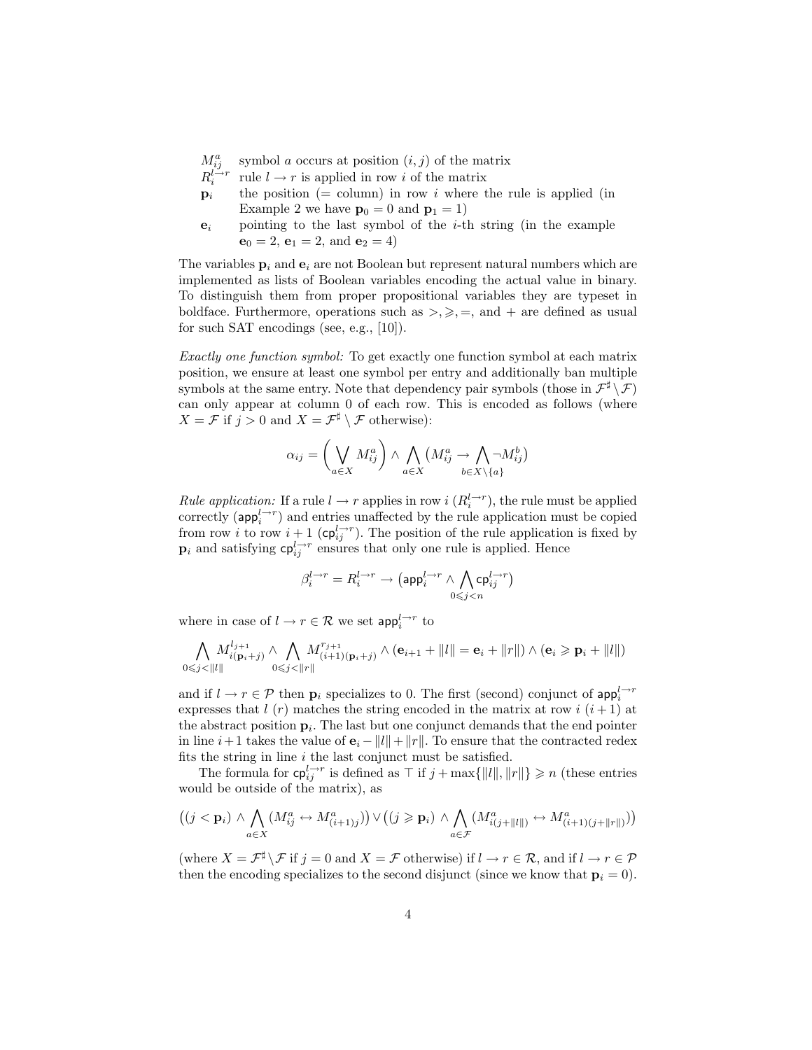$M^a_{ij}$ symbol $a$ occurs at position $(i, j)$ of the matrix
$R^{l\to r}_i$ rule $l \to r$ is applied in row $i$ of the matrix
$\mathbf{p}_i$ the position (= column) in row $i$ where the rule is applied (in Example 2 we have $\mathbf{p}_0 = 0$ and $\mathbf{p}_1 = 1$)
$\mathbf{e}_i$ pointing to the last symbol of the $i$-th string (in the example $\mathbf{e}_0 = 2$, $\mathbf{e}_1 = 2$, and $\mathbf{e}_2 = 4$)

The variables $\mathbf{p}_i$ and $\mathbf{e}_i$ are not Boolean but represent natural numbers which are implemented as lists of Boolean variables encoding the actual value in binary. To distinguish them from proper propositional variables they are typeset in boldface. Furthermore, operations such as $>, \geqslant, =$, and $+$ are defined as usual for such SAT encodings (see, e.g., [10]).

*Exactly one function symbol:* To get exactly one function symbol at each matrix position, we ensure at least one symbol per entry and additionally ban multiple symbols at the same entry. Note that dependency pair symbols (those in $\mathcal{F}^\sharp \setminus \mathcal{F}$) can only appear at column 0 of each row. This is encoded as follows (where $X = \mathcal{F}$ if $j > 0$ and $X = \mathcal{F}^\sharp \setminus \mathcal{F}$ otherwise):

$$\alpha_{ij} = \left(\bigvee_{a \in X} M^a_{ij}\right) \wedge \bigwedge_{a \in X} \left(M^a_{ij} \to \bigwedge_{b \in X \setminus \{a\}} \neg M^b_{ij}\right)$$

*Rule application:* If a rule $l \to r$ applies in row $i$ ($R^{l\to r}_i$), the rule must be applied correctly $(\mathsf{app}^{l\to r}_i)$ and entries unaffected by the rule application must be copied from row $i$ to row $i+1$ $(\mathsf{cp}^{l\to r}_{ij})$. The position of the rule application is fixed by $\mathbf{p}_i$ and satisfying $\mathsf{cp}^{l\to r}_{ij}$ ensures that only one rule is applied. Hence

$$\beta^{l\to r}_i = R^{l\to r}_i \to \left(\mathsf{app}^{l\to r}_i \wedge \bigwedge_{0 \leqslant j < n} \mathsf{cp}^{l\to r}_{ij}\right)$$

where in case of $l \to r \in \mathcal{R}$ we set $\mathsf{app}^{l\to r}_i$ to

$$\bigwedge_{0 \leqslant j < \|l\|} M^{l_{j+1}}_{i(\mathbf{p}_i + j)} \wedge \bigwedge_{0 \leqslant j < \|r\|} M^{r_{j+1}}_{(i+1)(\mathbf{p}_i + j)} \wedge (\mathbf{e}_{i+1} + \|l\| = \mathbf{e}_i + \|r\|) \wedge (\mathbf{e}_i \geqslant \mathbf{p}_i + \|l\|)$$

and if $l \to r \in \mathcal{P}$ then $\mathbf{p}_i$ specializes to 0. The first (second) conjunct of $\mathsf{app}^{l\to r}_i$ expresses that $l$ ($r$) matches the string encoded in the matrix at row $i$ ($i+1$) at the abstract position $\mathbf{p}_i$. The last but one conjunct demands that the end pointer in line $i+1$ takes the value of $\mathbf{e}_i - \|l\| + \|r\|$. To ensure that the contracted redex fits the string in line $i$ the last conjunct must be satisfied.

The formula for $\mathsf{cp}^{l\to r}_{ij}$ is defined as $\top$ if $j + \max\{\|l\|, \|r\|\} \geqslant n$ (these entries would be outside of the matrix), as

$$\left((j < \mathbf{p}_i) \wedge \bigwedge_{a \in X} (M^a_{ij} \leftrightarrow M^a_{(i+1)j})\right) \vee \left((j \geqslant \mathbf{p}_i) \wedge \bigwedge_{a \in \mathcal{F}} (M^a_{i(j+\|l\|)} \leftrightarrow M^a_{(i+1)(j+\|r\|)})\right)$$

(where $X = \mathcal{F}^\sharp \setminus \mathcal{F}$ if $j = 0$ and $X = \mathcal{F}$ otherwise) if $l \to r \in \mathcal{R}$, and if $l \to r \in \mathcal{P}$ then the encoding specializes to the second disjunct (since we know that $\mathbf{p}_i = 0$).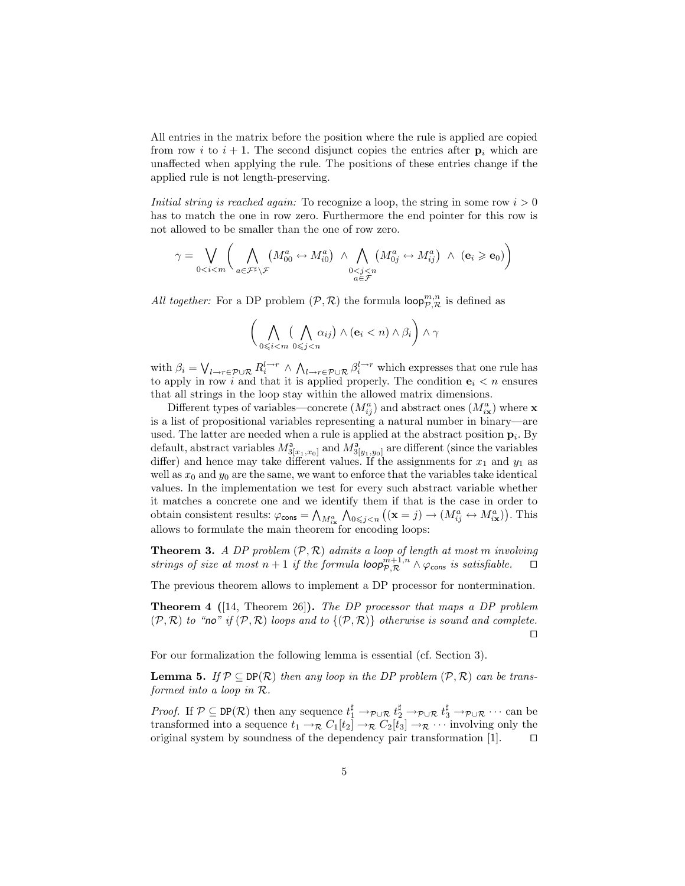All entries in the matrix before the position where the rule is applied are copied from row $i$ to $i+1$. The second disjunct copies the entries after $\mathbf{p}_i$ which are unaffected when applying the rule. The positions of these entries change if the applied rule is not length-preserving.

*Initial string is reached again:* To recognize a loop, the string in some row $i > 0$ has to match the one in row zero. Furthermore the end pointer for this row is not allowed to be smaller than the one of row zero.

$$\gamma = \bigvee_{0<i<m} \left( \bigwedge_{a \in \mathcal{F}^\sharp \setminus \mathcal{F}} \left( M^a_{00} \leftrightarrow M^a_{i0} \right) \;\wedge\; \bigwedge_{\substack{0<j<n \\ a \in \mathcal{F}}} \left( M^a_{0j} \leftrightarrow M^a_{ij} \right) \;\wedge\; (\mathbf{e}_i \geqslant \mathbf{e}_0) \right)$$

*All together:* For a DP problem $(\mathcal{P}, \mathcal{R})$ the formula $\mathsf{loop}^{m,n}_{\mathcal{P},\mathcal{R}}$ is defined as

$$\left( \bigwedge_{0 \leqslant i<m} \big( \bigwedge_{0 \leqslant j<n} \alpha_{ij} \big) \wedge (\mathbf{e}_i < n) \wedge \beta_i \right) \wedge \gamma$$

with $\beta_i = \bigvee_{l \to r \in \mathcal{P} \cup \mathcal{R}} R^{l \to r}_i \;\wedge\; \bigwedge_{l \to r \in \mathcal{P} \cup \mathcal{R}} \beta^{l \to r}_i$ which expresses that one rule has to apply in row $i$ and that it is applied properly. The condition $\mathbf{e}_i < n$ ensures that all strings in the loop stay within the allowed matrix dimensions.

Different types of variables—concrete ($M^a_{ij}$) and abstract ones ($M^a_{i\mathbf{x}}$) where $\mathbf{x}$ is a list of propositional variables representing a natural number in binary—are used. The latter are needed when a rule is applied at the abstract position $\mathbf{p}_i$. By default, abstract variables $M^{\mathsf{a}}_{3[x_1,x_0]}$ and $M^{\mathsf{a}}_{3[y_1,y_0]}$ are different (since the variables differ) and hence may take different values. If the assignments for $x_1$ and $y_1$ as well as $x_0$ and $y_0$ are the same, we want to enforce that the variables take identical values. In the implementation we test for every such abstract variable whether it matches a concrete one and we identify them if that is the case in order to obtain consistent results: $\varphi_{\mathsf{cons}} = \bigwedge_{M^a_{i\mathbf{x}}} \bigwedge_{0 \leqslant j<n} \big( (\mathbf{x} = j) \to (M^a_{ij} \leftrightarrow M^a_{i\mathbf{x}}) \big)$. This allows to formulate the main theorem for encoding loops:

**Theorem 3.** *A DP problem $(\mathcal{P}, \mathcal{R})$ admits a loop of length at most $m$ involving strings of size at most $n+1$ if the formula $\mathsf{loop}^{m+1,n}_{\mathcal{P},\mathcal{R}} \wedge \varphi_{\mathsf{cons}}$ is satisfiable.* $\square$

The previous theorem allows to implement a DP processor for nontermination.

**Theorem 4 ([14, Theorem 26]).** *The DP processor that maps a DP problem $(\mathcal{P}, \mathcal{R})$ to "*$\mathsf{no}$*" if $(\mathcal{P}, \mathcal{R})$ loops and to $\{(\mathcal{P}, \mathcal{R})\}$ otherwise is sound and complete.* $\square$

For our formalization the following lemma is essential (cf. Section 3).

**Lemma 5.** *If $\mathcal{P} \subseteq \mathtt{DP}(\mathcal{R})$ then any loop in the DP problem $(\mathcal{P}, \mathcal{R})$ can be transformed into a loop in $\mathcal{R}$.*

*Proof.* If $\mathcal{P} \subseteq \mathtt{DP}(\mathcal{R})$ then any sequence $t_1^\sharp \to_{\mathcal{P} \cup \mathcal{R}} t_2^\sharp \to_{\mathcal{P} \cup \mathcal{R}} t_3^\sharp \to_{\mathcal{P} \cup \mathcal{R}} \cdots$ can be transformed into a sequence $t_1 \to_{\mathcal{R}} C_1[t_2] \to_{\mathcal{R}} C_2[t_3] \to_{\mathcal{R}} \cdots$ involving only the original system by soundness of the dependency pair transformation [1]. $\square$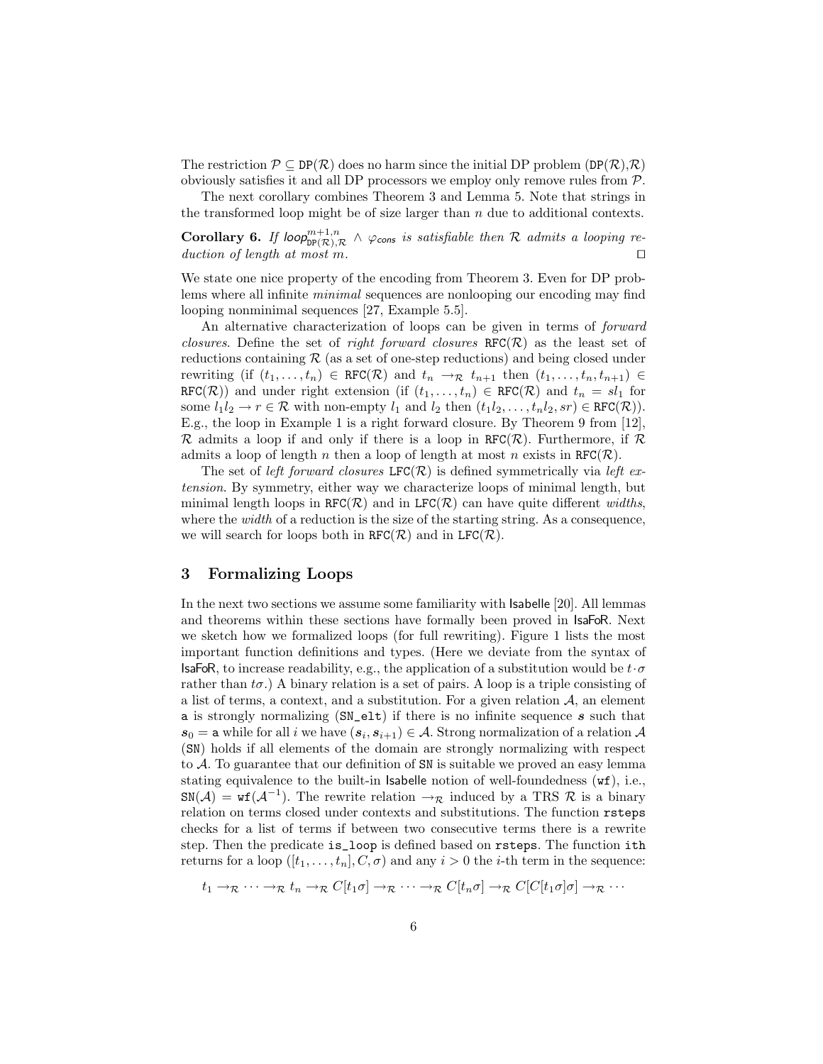The restriction $\mathcal{P} \subseteq \mathtt{DP}(\mathcal{R})$ does no harm since the initial DP problem $(\mathtt{DP}(\mathcal{R}),\mathcal{R})$ obviously satisfies it and all DP processors we employ only remove rules from $\mathcal{P}$.

The next corollary combines Theorem 3 and Lemma 5. Note that strings in the transformed loop might be of size larger than $n$ due to additional contexts.

**Corollary 6.** *If* $\mathsf{loop}^{m+1,n}_{\mathtt{DP}(\mathcal{R}),\mathcal{R}} \wedge \varphi_{\mathsf{cons}}$ *is satisfiable then* $\mathcal{R}$ *admits a looping reduction of length at most* $m$. ◻

We state one nice property of the encoding from Theorem 3. Even for DP problems where all infinite *minimal* sequences are nonlooping our encoding may find looping nonminimal sequences [27, Example 5.5].

An alternative characterization of loops can be given in terms of *forward closures*. Define the set of *right forward closures* $\mathtt{RFC}(\mathcal{R})$ as the least set of reductions containing $\mathcal{R}$ (as a set of one-step reductions) and being closed under rewriting (if $(t_1,\ldots,t_n) \in \mathtt{RFC}(\mathcal{R})$ and $t_n \to_{\mathcal{R}} t_{n+1}$ then $(t_1,\ldots,t_n,t_{n+1}) \in \mathtt{RFC}(\mathcal{R})$) and under right extension (if $(t_1,\ldots,t_n) \in \mathtt{RFC}(\mathcal{R})$ and $t_n = sl_1$ for some $l_1l_2 \to r \in \mathcal{R}$ with non-empty $l_1$ and $l_2$ then $(t_1l_2,\ldots,t_nl_2,sr) \in \mathtt{RFC}(\mathcal{R})$). E.g., the loop in Example 1 is a right forward closure. By Theorem 9 from [12], $\mathcal{R}$ admits a loop if and only if there is a loop in $\mathtt{RFC}(\mathcal{R})$. Furthermore, if $\mathcal{R}$ admits a loop of length $n$ then a loop of length at most $n$ exists in $\mathtt{RFC}(\mathcal{R})$.

The set of *left forward closures* $\mathtt{LFC}(\mathcal{R})$ is defined symmetrically via *left extension*. By symmetry, either way we characterize loops of minimal length, but minimal length loops in $\mathtt{RFC}(\mathcal{R})$ and in $\mathtt{LFC}(\mathcal{R})$ can have quite different *widths*, where the *width* of a reduction is the size of the starting string. As a consequence, we will search for loops both in $\mathtt{RFC}(\mathcal{R})$ and in $\mathtt{LFC}(\mathcal{R})$.

## 3 Formalizing Loops

In the next two sections we assume some familiarity with Isabelle [20]. All lemmas and theorems within these sections have formally been proved in IsaFoR. Next we sketch how we formalized loops (for full rewriting). Figure 1 lists the most important function definitions and types. (Here we deviate from the syntax of IsaFoR, to increase readability, e.g., the application of a substitution would be $t \cdot \sigma$ rather than $t\sigma$.) A binary relation is a set of pairs. A loop is a triple consisting of a list of terms, a context, and a substitution. For a given relation $\mathcal{A}$, an element $\mathtt{a}$ is strongly normalizing (`SN_elt`) if there is no infinite sequence $\boldsymbol{s}$ such that $\boldsymbol{s}_0 = \mathtt{a}$ while for all $i$ we have $(\boldsymbol{s}_i, \boldsymbol{s}_{i+1}) \in \mathcal{A}$. Strong normalization of a relation $\mathcal{A}$ (`SN`) holds if all elements of the domain are strongly normalizing with respect to $\mathcal{A}$. To guarantee that our definition of `SN` is suitable we proved an easy lemma stating equivalence to the built-in Isabelle notion of well-foundedness (`wf`), i.e., $\mathtt{SN}(\mathcal{A}) = \mathtt{wf}(\mathcal{A}^{-1})$. The rewrite relation $\to_{\mathcal{R}}$ induced by a TRS $\mathcal{R}$ is a binary relation on terms closed under contexts and substitutions. The function `rsteps` checks for a list of terms if between two consecutive terms there is a rewrite step. Then the predicate `is_loop` is defined based on `rsteps`. The function `ith` returns for a loop $([t_1,\ldots,t_n],C,\sigma)$ and any $i > 0$ the $i$-th term in the sequence:

$$t_1 \to_{\mathcal{R}} \cdots \to_{\mathcal{R}} t_n \to_{\mathcal{R}} C[t_1\sigma] \to_{\mathcal{R}} \cdots \to_{\mathcal{R}} C[t_n\sigma] \to_{\mathcal{R}} C[C[t_1\sigma]\sigma] \to_{\mathcal{R}} \cdots$$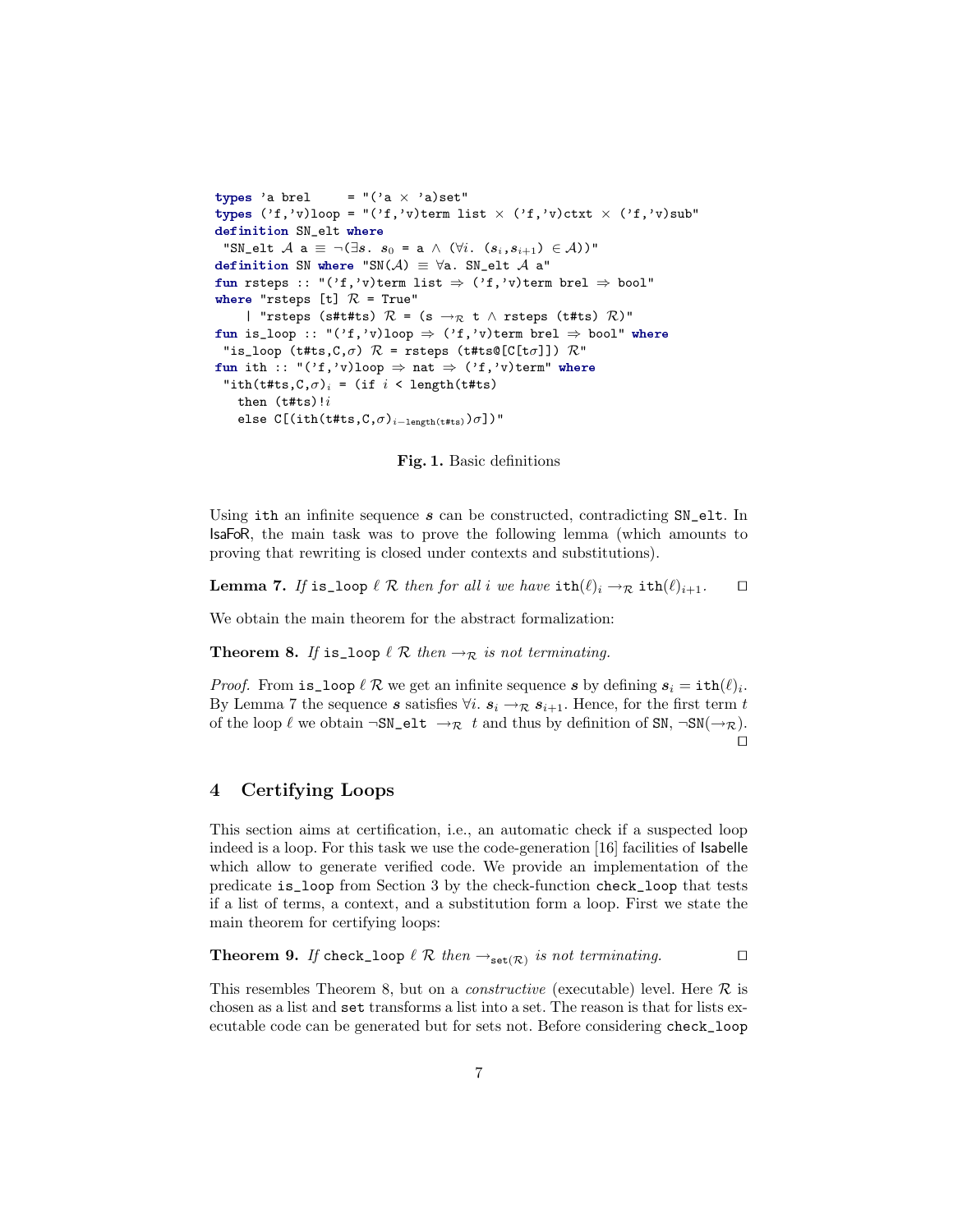```
types 'a brel     = "('a × 'a)set"
types ('f,'v)loop = "('f,'v)term list × ('f,'v)ctxt × ('f,'v)sub"
definition SN_elt where
 "SN_elt 𝒜 a ≡ ¬(∃s. s₀ = a ∧ (∀i. (sᵢ,sᵢ₊₁) ∈ 𝒜))"
definition SN where "SN(𝒜) ≡ ∀a. SN_elt 𝒜 a"
fun rsteps :: "('f,'v)term list ⇒ ('f,'v)term brel ⇒ bool"
where "rsteps [t] ℛ = True"
    | "rsteps (s#t#ts) ℛ = (s →ℛ t ∧ rsteps (t#ts) ℛ)"
fun is_loop :: "('f,'v)loop ⇒ ('f,'v)term brel ⇒ bool" where
 "is_loop (t#ts,C,σ) ℛ = rsteps (t#ts@[C[tσ]]) ℛ"
fun ith :: "('f,'v)loop ⇒ nat ⇒ ('f,'v)term" where
 "ith(t#ts,C,σ)ᵢ = (if i < length(t#ts)
   then (t#ts)!i
   else C[(ith(t#ts,C,σ)ᵢ₋ₗₑₙₗₜₕ₍ₜ#ₜₛ₎)σ])"
```

**Fig. 1.** Basic definitions

Using `ith` an infinite sequence $\boldsymbol{s}$ can be constructed, contradicting `SN_elt`. In IsaFoR, the main task was to prove the following lemma (which amounts to proving that rewriting is closed under contexts and substitutions).

**Lemma 7.** *If* `is_loop` $\ell$ $\mathcal{R}$ *then for all* $i$ *we have* $\texttt{ith}(\ell)_i \rightarrow_{\mathcal{R}} \texttt{ith}(\ell)_{i+1}$. ◻

We obtain the main theorem for the abstract formalization:

**Theorem 8.** *If* `is_loop` $\ell$ $\mathcal{R}$ *then* $\rightarrow_{\mathcal{R}}$ *is not terminating.*

*Proof.* From `is_loop` $\ell$ $\mathcal{R}$ we get an infinite sequence $\boldsymbol{s}$ by defining $\boldsymbol{s}_i = \texttt{ith}(\ell)_i$. By Lemma 7 the sequence $\boldsymbol{s}$ satisfies $\forall i.\ \boldsymbol{s}_i \rightarrow_{\mathcal{R}} \boldsymbol{s}_{i+1}$. Hence, for the first term $t$ of the loop $\ell$ we obtain $\neg$`SN_elt` $\rightarrow_{\mathcal{R}}$ $t$ and thus by definition of `SN`, $\neg\texttt{SN}(\rightarrow_{\mathcal{R}})$. ◻

## 4 Certifying Loops

This section aims at certification, i.e., an automatic check if a suspected loop indeed is a loop. For this task we use the code-generation [16] facilities of Isabelle which allow to generate verified code. We provide an implementation of the predicate `is_loop` from Section 3 by the check-function `check_loop` that tests if a list of terms, a context, and a substitution form a loop. First we state the main theorem for certifying loops:

**Theorem 9.** *If* `check_loop` $\ell$ $\mathcal{R}$ *then* $\rightarrow_{\texttt{set}(\mathcal{R})}$ *is not terminating.* ◻

This resembles Theorem 8, but on a *constructive* (executable) level. Here $\mathcal{R}$ is chosen as a list and `set` transforms a list into a set. The reason is that for lists executable code can be generated but for sets not. Before considering `check_loop`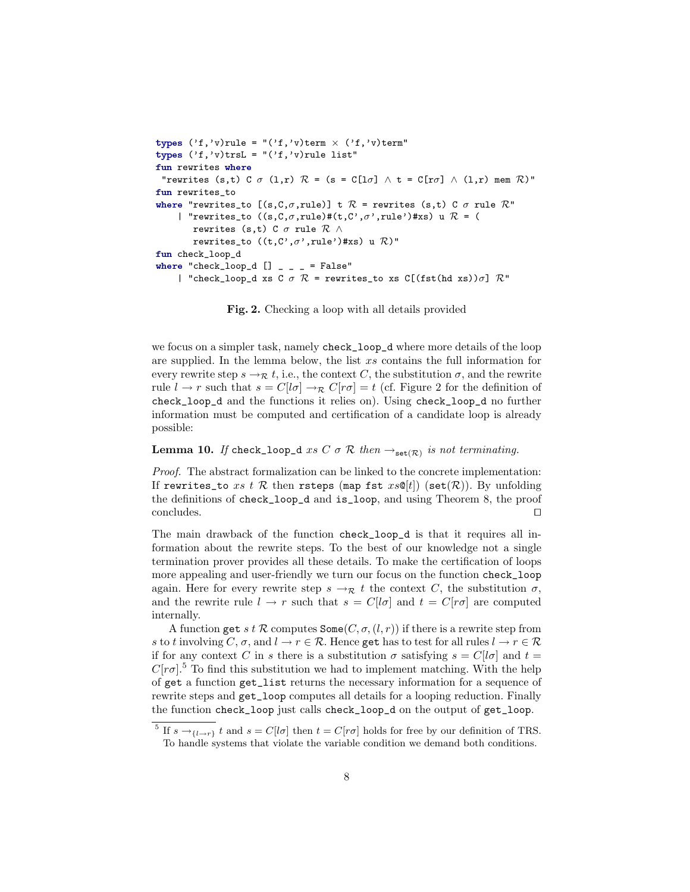```
types ('f,'v)rule = "('f,'v)term × ('f,'v)term"
types ('f,'v)trsL = "('f,'v)rule list"
fun rewrites where
 "rewrites (s,t) C σ (l,r) ℛ = (s = C[lσ] ∧ t = C[rσ] ∧ (l,r) mem ℛ)"
fun rewrites_to
where "rewrites_to [(s,C,σ,rule)] t ℛ = rewrites (s,t) C σ rule ℛ"
    | "rewrites_to ((s,C,σ,rule)#(t,C',σ',rule')#xs) u ℛ = (
       rewrites (s,t) C σ rule ℛ ∧
       rewrites_to ((t,C',σ',rule')#xs) u ℛ)"
fun check_loop_d
where "check_loop_d [] _ _ _ = False"
    | "check_loop_d xs C σ ℛ = rewrites_to xs C[(fst(hd xs))σ] ℛ"
```

**Fig. 2.** Checking a loop with all details provided

we focus on a simpler task, namely `check_loop_d` where more details of the loop are supplied. In the lemma below, the list $xs$ contains the full information for every rewrite step $s \to_{\mathcal{R}} t$, i.e., the context $C$, the substitution $\sigma$, and the rewrite rule $l \to r$ such that $s = C[l\sigma] \to_{\mathcal{R}} C[r\sigma] = t$ (cf. Figure 2 for the definition of `check_loop_d` and the functions it relies on). Using `check_loop_d` no further information must be computed and certification of a candidate loop is already possible:

**Lemma 10.** *If* `check_loop_d` $xs$ $C$ $\sigma$ $\mathcal{R}$ *then* $\to_{\mathtt{set}(\mathcal{R})}$ *is not terminating.*

*Proof.* The abstract formalization can be linked to the concrete implementation: If `rewrites_to` $xs$ $t$ $\mathcal{R}$ then `rsteps` (`map fst` $xs$@$[t]$) (`set`($\mathcal{R}$)). By unfolding the definitions of `check_loop_d` and `is_loop`, and using Theorem 8, the proof concludes. □

The main drawback of the function `check_loop_d` is that it requires all information about the rewrite steps. To the best of our knowledge not a single termination prover provides all these details. To make the certification of loops more appealing and user-friendly we turn our focus on the function `check_loop` again. Here for every rewrite step $s \to_{\mathcal{R}} t$ the context $C$, the substitution $\sigma$, and the rewrite rule $l \to r$ such that $s = C[l\sigma]$ and $t = C[r\sigma]$ are computed internally.

A function `get` $s$ $t$ $\mathcal{R}$ computes `Some`$(C, \sigma, (l, r))$ if there is a rewrite step from $s$ to $t$ involving $C$, $\sigma$, and $l \to r \in \mathcal{R}$. Hence `get` has to test for all rules $l \to r \in \mathcal{R}$ if for any context $C$ in $s$ there is a substitution $\sigma$ satisfying $s = C[l\sigma]$ and $t = C[r\sigma]$.[5] To find this substitution we had to implement matching. With the help of `get` a function `get_list` returns the necessary information for a sequence of rewrite steps and `get_loop` computes all details for a looping reduction. Finally the function `check_loop` just calls `check_loop_d` on the output of `get_loop`.

[5] If $s \to_{\{l \to r\}} t$ and $s = C[l\sigma]$ then $t = C[r\sigma]$ holds for free by our definition of TRS. To handle systems that violate the variable condition we demand both conditions.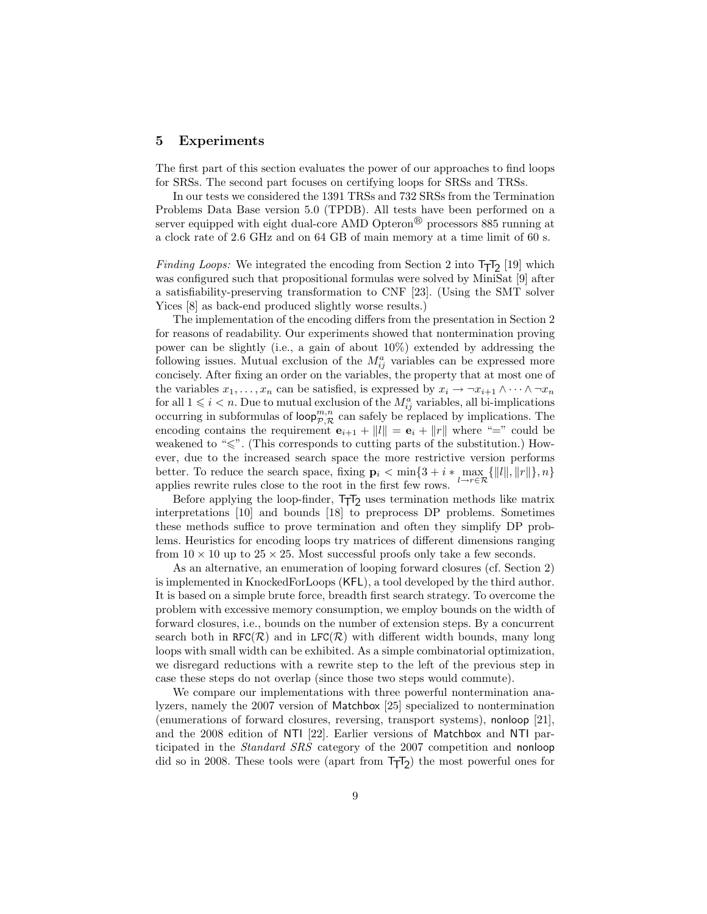## 5 Experiments

The first part of this section evaluates the power of our approaches to find loops for SRSs. The second part focuses on certifying loops for SRSs and TRSs.

In our tests we considered the 1391 TRSs and 732 SRSs from the Termination Problems Data Base version 5.0 (TPDB). All tests have been performed on a server equipped with eight dual-core AMD Opteron® processors 885 running at a clock rate of 2.6 GHz and on 64 GB of main memory at a time limit of 60 s.

*Finding Loops:* We integrated the encoding from Section 2 into $\mathsf{T_TT_2}$ [19] which was configured such that propositional formulas were solved by MiniSat [9] after a satisfiability-preserving transformation to CNF [23]. (Using the SMT solver Yices [8] as back-end produced slightly worse results.)

The implementation of the encoding differs from the presentation in Section 2 for reasons of readability. Our experiments showed that nontermination proving power can be slightly (i.e., a gain of about 10%) extended by addressing the following issues. Mutual exclusion of the $M_{ij}^a$ variables can be expressed more concisely. After fixing an order on the variables, the property that at most one of the variables $x_1, \ldots, x_n$ can be satisfied, is expressed by $x_i \rightarrow \neg x_{i+1} \wedge \cdots \wedge \neg x_n$ for all $1 \leqslant i < n$. Due to mutual exclusion of the $M_{ij}^a$ variables, all bi-implications occurring in subformulas of $\mathsf{loop}_{\mathcal{P},\mathcal{R}}^{m,n}$ can safely be replaced by implications. The encoding contains the requirement $\mathbf{e}_{i+1} + \|l\| = \mathbf{e}_i + \|r\|$ where "=" could be weakened to "$\leqslant$". (This corresponds to cutting parts of the substitution.) However, due to the increased search space the more restrictive version performs better. To reduce the search space, fixing $\mathbf{p}_i < \min\{3 + i * \max_{l \to r \in \mathcal{R}}\{\|l\|, \|r\|\}, n\}$ applies rewrite rules close to the root in the first few rows.

Before applying the loop-finder, $\mathsf{T_TT_2}$ uses termination methods like matrix interpretations [10] and bounds [18] to preprocess DP problems. Sometimes these methods suffice to prove termination and often they simplify DP problems. Heuristics for encoding loops try matrices of different dimensions ranging from $10 \times 10$ up to $25 \times 25$. Most successful proofs only take a few seconds.

As an alternative, an enumeration of looping forward closures (cf. Section 2) is implemented in KnockedForLoops (KFL), a tool developed by the third author. It is based on a simple brute force, breadth first search strategy. To overcome the problem with excessive memory consumption, we employ bounds on the width of forward closures, i.e., bounds on the number of extension steps. By a concurrent search both in $\mathtt{RFC}(\mathcal{R})$ and in $\mathtt{LFC}(\mathcal{R})$ with different width bounds, many long loops with small width can be exhibited. As a simple combinatorial optimization, we disregard reductions with a rewrite step to the left of the previous step in case these steps do not overlap (since those two steps would commute).

We compare our implementations with three powerful nontermination analyzers, namely the 2007 version of Matchbox [25] specialized to nontermination (enumerations of forward closures, reversing, transport systems), nonloop [21], and the 2008 edition of NTI [22]. Earlier versions of Matchbox and NTI participated in the *Standard SRS* category of the 2007 competition and nonloop did so in 2008. These tools were (apart from $\mathsf{T_TT_2}$) the most powerful ones for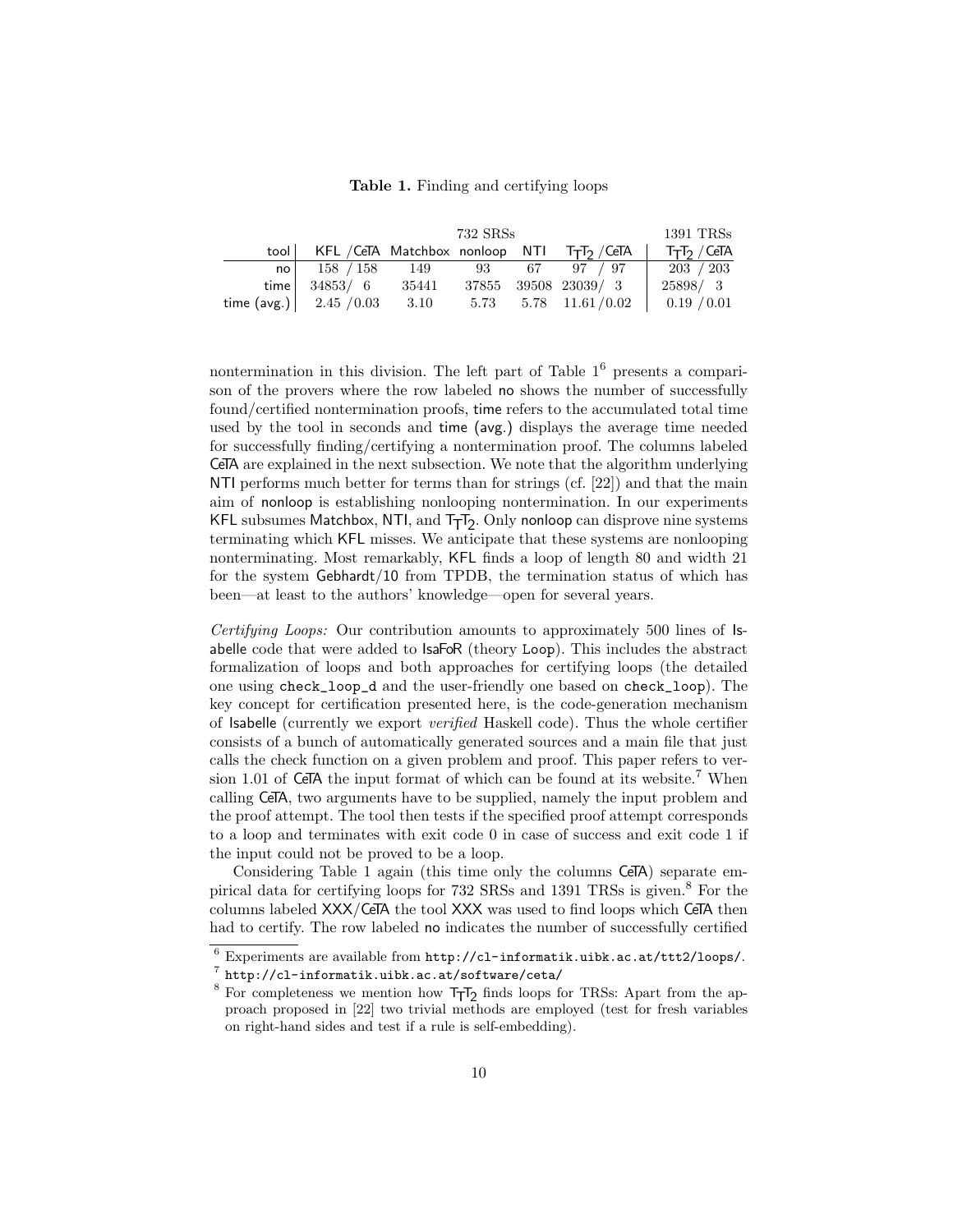**Table 1.** Finding and certifying loops

| | 732 SRSs | | | | | 1391 TRSs |
|---|---|---|---|---|---|---|
| tool | KFL /CeTA | Matchbox | nonloop | NTI | $\mathsf{T_TT_2}$ /CeTA | $\mathsf{T_TT_2}$ /CeTA |
| no | 158 / 158 | 149 | 93 | 67 | 97 / 97 | 203 / 203 |
| time | 34853/ 6 | 35441 | 37855 | 39508 | 23039/ 3 | 25898/ 3 |
| time (avg.) | 2.45 /0.03 | 3.10 | 5.73 | 5.78 | 11.61/0.02 | 0.19 /0.01 |

nontermination in this division. The left part of Table 1[6] presents a comparison of the provers where the row labeled no shows the number of successfully found/certified nontermination proofs, time refers to the accumulated total time used by the tool in seconds and time (avg.) displays the average time needed for successfully finding/certifying a nontermination proof. The columns labeled CeTA are explained in the next subsection. We note that the algorithm underlying NTI performs much better for terms than for strings (cf. [22]) and that the main aim of nonloop is establishing nonlooping nontermination. In our experiments KFL subsumes Matchbox, NTI, and $\mathsf{T_TT_2}$. Only nonloop can disprove nine systems terminating which KFL misses. We anticipate that these systems are nonlooping nonterminating. Most remarkably, KFL finds a loop of length 80 and width 21 for the system Gebhardt/10 from TPDB, the termination status of which has been—at least to the authors' knowledge—open for several years.

*Certifying Loops:* Our contribution amounts to approximately 500 lines of Isabelle code that were added to IsaFoR (theory Loop). This includes the abstract formalization of loops and both approaches for certifying loops (the detailed one using `check_loop_d` and the user-friendly one based on `check_loop`). The key concept for certification presented here, is the code-generation mechanism of Isabelle (currently we export *verified* Haskell code). Thus the whole certifier consists of a bunch of automatically generated sources and a main file that just calls the check function on a given problem and proof. This paper refers to version 1.01 of CeTA the input format of which can be found at its website.[7] When calling CeTA, two arguments have to be supplied, namely the input problem and the proof attempt. The tool then tests if the specified proof attempt corresponds to a loop and terminates with exit code 0 in case of success and exit code 1 if the input could not be proved to be a loop.

Considering Table 1 again (this time only the columns CeTA) separate empirical data for certifying loops for 732 SRSs and 1391 TRSs is given.[8] For the columns labeled XXX/CeTA the tool XXX was used to find loops which CeTA then had to certify. The row labeled no indicates the number of successfully certified

[6] Experiments are available from `http://cl-informatik.uibk.ac.at/ttt2/loops/`.

[7] `http://cl-informatik.uibk.ac.at/software/ceta/`

[8] For completeness we mention how $\mathsf{T_TT_2}$ finds loops for TRSs: Apart from the approach proposed in [22] two trivial methods are employed (test for fresh variables on right-hand sides and test if a rule is self-embedding).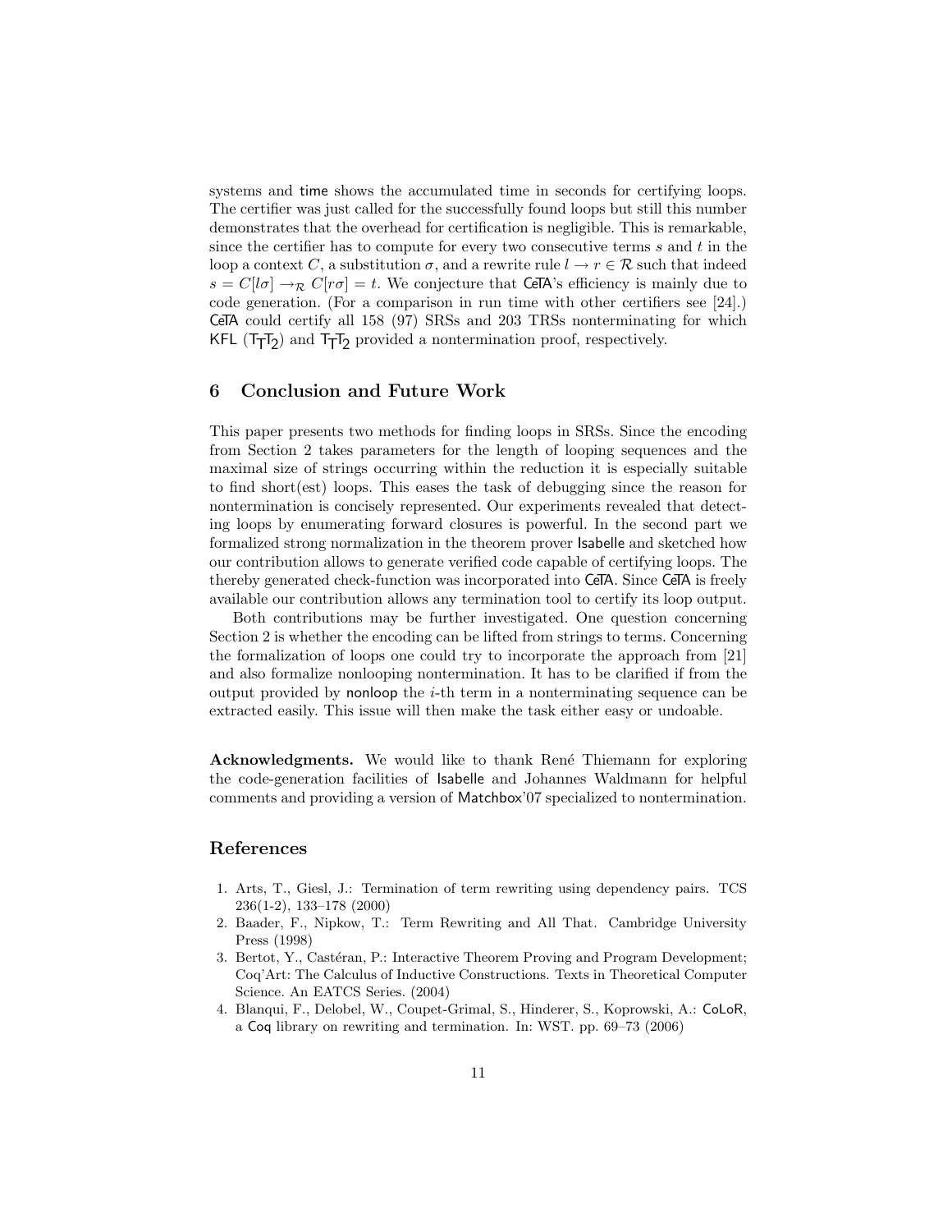systems and time shows the accumulated time in seconds for certifying loops. The certifier was just called for the successfully found loops but still this number demonstrates that the overhead for certification is negligible. This is remarkable, since the certifier has to compute for every two consecutive terms $s$ and $t$ in the loop a context $C$, a substitution $\sigma$, and a rewrite rule $l \to r \in \mathcal{R}$ such that indeed $s = C[l\sigma] \to_{\mathcal{R}} C[r\sigma] = t$. We conjecture that CeTA's efficiency is mainly due to code generation. (For a comparison in run time with other certifiers see [24].) CeTA could certify all 158 (97) SRSs and 203 TRSs nonterminating for which KFL ($\mathsf{T_TT_2}$) and $\mathsf{T_TT_2}$ provided a nontermination proof, respectively.

## 6 Conclusion and Future Work

This paper presents two methods for finding loops in SRSs. Since the encoding from Section 2 takes parameters for the length of looping sequences and the maximal size of strings occurring within the reduction it is especially suitable to find short(est) loops. This eases the task of debugging since the reason for nontermination is concisely represented. Our experiments revealed that detecting loops by enumerating forward closures is powerful. In the second part we formalized strong normalization in the theorem prover Isabelle and sketched how our contribution allows to generate verified code capable of certifying loops. The thereby generated check-function was incorporated into CeTA. Since CeTA is freely available our contribution allows any termination tool to certify its loop output.

Both contributions may be further investigated. One question concerning Section 2 is whether the encoding can be lifted from strings to terms. Concerning the formalization of loops one could try to incorporate the approach from [21] and also formalize nonlooping nontermination. It has to be clarified if from the output provided by nonloop the $i$-th term in a nonterminating sequence can be extracted easily. This issue will then make the task either easy or undoable.

**Acknowledgments.** We would like to thank René Thiemann for exploring the code-generation facilities of Isabelle and Johannes Waldmann for helpful comments and providing a version of Matchbox'07 specialized to nontermination.

## References

1. Arts, T., Giesl, J.: Termination of term rewriting using dependency pairs. TCS 236(1-2), 133–178 (2000)
2. Baader, F., Nipkow, T.: Term Rewriting and All That. Cambridge University Press (1998)
3. Bertot, Y., Castéran, P.: Interactive Theorem Proving and Program Development; Coq'Art: The Calculus of Inductive Constructions. Texts in Theoretical Computer Science. An EATCS Series. (2004)
4. Blanqui, F., Delobel, W., Coupet-Grimal, S., Hinderer, S., Koprowski, A.: CoLoR, a Coq library on rewriting and termination. In: WST. pp. 69–73 (2006)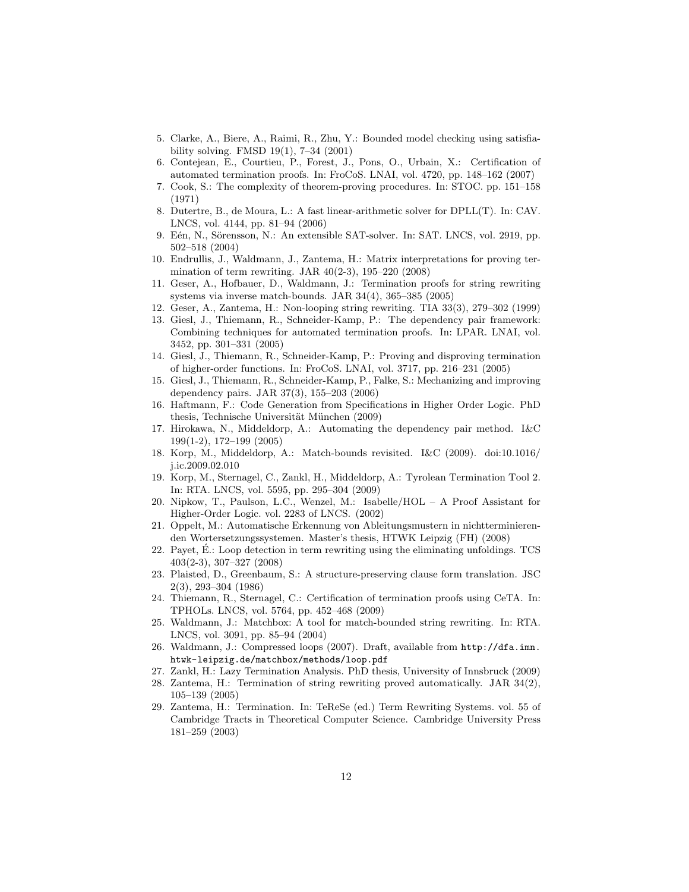5. Clarke, A., Biere, A., Raimi, R., Zhu, Y.: Bounded model checking using satisfiability solving. FMSD 19(1), 7–34 (2001)
6. Contejean, E., Courtieu, P., Forest, J., Pons, O., Urbain, X.: Certification of automated termination proofs. In: FroCoS. LNAI, vol. 4720, pp. 148–162 (2007)
7. Cook, S.: The complexity of theorem-proving procedures. In: STOC. pp. 151–158 (1971)
8. Dutertre, B., de Moura, L.: A fast linear-arithmetic solver for DPLL(T). In: CAV. LNCS, vol. 4144, pp. 81–94 (2006)
9. Eén, N., Sörensson, N.: An extensible SAT-solver. In: SAT. LNCS, vol. 2919, pp. 502–518 (2004)
10. Endrullis, J., Waldmann, J., Zantema, H.: Matrix interpretations for proving termination of term rewriting. JAR 40(2-3), 195–220 (2008)
11. Geser, A., Hofbauer, D., Waldmann, J.: Termination proofs for string rewriting systems via inverse match-bounds. JAR 34(4), 365–385 (2005)
12. Geser, A., Zantema, H.: Non-looping string rewriting. TIA 33(3), 279–302 (1999)
13. Giesl, J., Thiemann, R., Schneider-Kamp, P.: The dependency pair framework: Combining techniques for automated termination proofs. In: LPAR. LNAI, vol. 3452, pp. 301–331 (2005)
14. Giesl, J., Thiemann, R., Schneider-Kamp, P.: Proving and disproving termination of higher-order functions. In: FroCoS. LNAI, vol. 3717, pp. 216–231 (2005)
15. Giesl, J., Thiemann, R., Schneider-Kamp, P., Falke, S.: Mechanizing and improving dependency pairs. JAR 37(3), 155–203 (2006)
16. Haftmann, F.: Code Generation from Specifications in Higher Order Logic. PhD thesis, Technische Universität München (2009)
17. Hirokawa, N., Middeldorp, A.: Automating the dependency pair method. I&C 199(1-2), 172–199 (2005)
18. Korp, M., Middeldorp, A.: Match-bounds revisited. I&C (2009). doi:10.1016/j.ic.2009.02.010
19. Korp, M., Sternagel, C., Zankl, H., Middeldorp, A.: Tyrolean Termination Tool 2. In: RTA. LNCS, vol. 5595, pp. 295–304 (2009)
20. Nipkow, T., Paulson, L.C., Wenzel, M.: Isabelle/HOL – A Proof Assistant for Higher-Order Logic. vol. 2283 of LNCS. (2002)
21. Oppelt, M.: Automatische Erkennung von Ableitungsmustern in nichtterminierenden Wortersetzungssystemen. Master's thesis, HTWK Leipzig (FH) (2008)
22. Payet, É.: Loop detection in term rewriting using the eliminating unfoldings. TCS 403(2-3), 307–327 (2008)
23. Plaisted, D., Greenbaum, S.: A structure-preserving clause form translation. JSC 2(3), 293–304 (1986)
24. Thiemann, R., Sternagel, C.: Certification of termination proofs using CeTA. In: TPHOLs. LNCS, vol. 5764, pp. 452–468 (2009)
25. Waldmann, J.: Matchbox: A tool for match-bounded string rewriting. In: RTA. LNCS, vol. 3091, pp. 85–94 (2004)
26. Waldmann, J.: Compressed loops (2007). Draft, available from `http://dfa.imn.htwk-leipzig.de/matchbox/methods/loop.pdf`
27. Zankl, H.: Lazy Termination Analysis. PhD thesis, University of Innsbruck (2009)
28. Zantema, H.: Termination of string rewriting proved automatically. JAR 34(2), 105–139 (2005)
29. Zantema, H.: Termination. In: TeReSe (ed.) Term Rewriting Systems. vol. 55 of Cambridge Tracts in Theoretical Computer Science. Cambridge University Press 181–259 (2003)